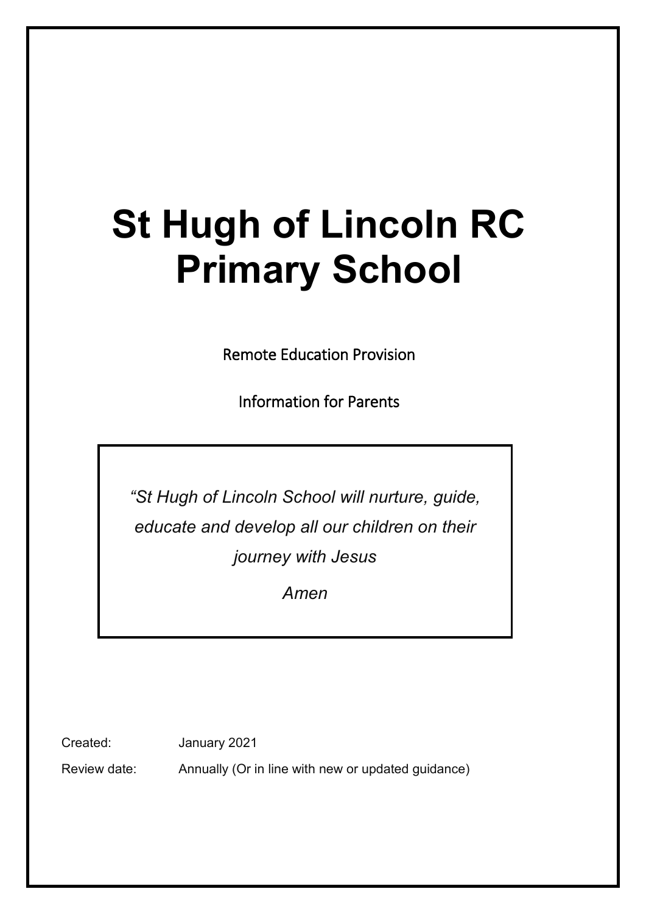# St Hugh of Lincoln RC Primary School

Remote Education Provision

Information for Parents

> *"St Hugh of Lincoln School will nurture, guide, educate and develop all our children on their journey with Jesus*
>
> *Amen*

| | |
|---|---|
| Created: | January 2021 |
| Review date: | Annually (Or in line with new or updated guidance) |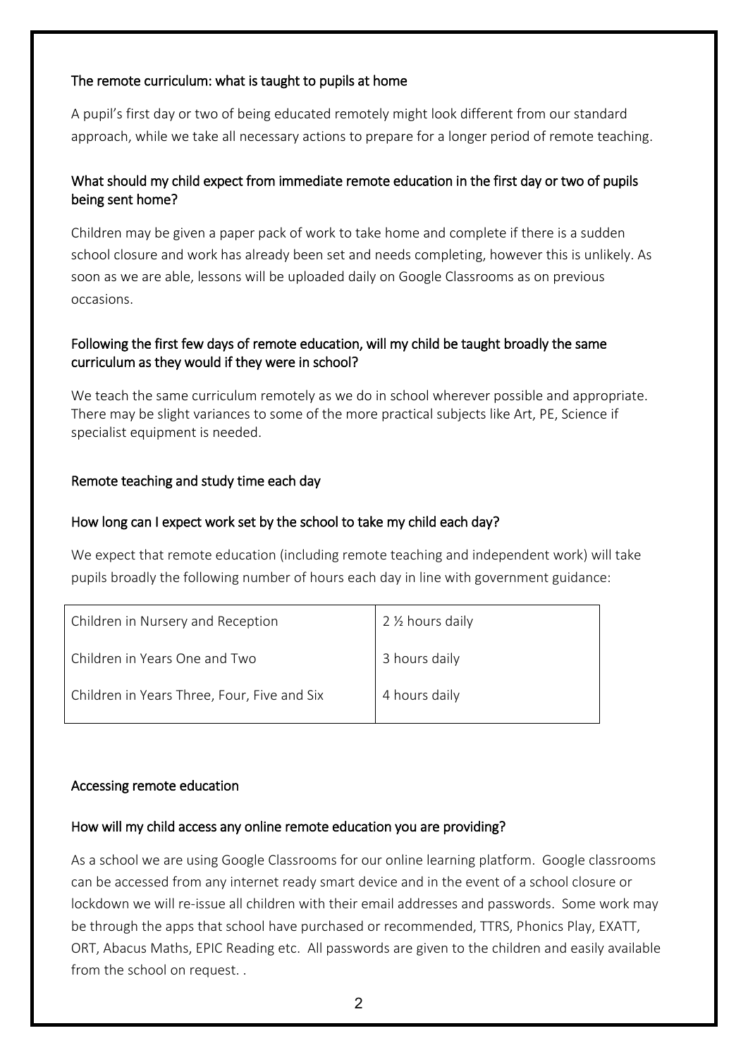## The remote curriculum: what is taught to pupils at home

A pupil's first day or two of being educated remotely might look different from our standard approach, while we take all necessary actions to prepare for a longer period of remote teaching.

### What should my child expect from immediate remote education in the first day or two of pupils being sent home?

Children may be given a paper pack of work to take home and complete if there is a sudden school closure and work has already been set and needs completing, however this is unlikely. As soon as we are able, lessons will be uploaded daily on Google Classrooms as on previous occasions.

### Following the first few days of remote education, will my child be taught broadly the same curriculum as they would if they were in school?

We teach the same curriculum remotely as we do in school wherever possible and appropriate. There may be slight variances to some of the more practical subjects like Art, PE, Science if specialist equipment is needed.

## Remote teaching and study time each day

### How long can I expect work set by the school to take my child each day?

We expect that remote education (including remote teaching and independent work) will take pupils broadly the following number of hours each day in line with government guidance:

| | |
|---|---|
| Children in Nursery and Reception | 2 ½ hours daily |
| Children in Years One and Two | 3 hours daily |
| Children in Years Three, Four, Five and Six | 4 hours daily |

## Accessing remote education

### How will my child access any online remote education you are providing?

As a school we are using Google Classrooms for our online learning platform. Google classrooms can be accessed from any internet ready smart device and in the event of a school closure or lockdown we will re-issue all children with their email addresses and passwords. Some work may be through the apps that school have purchased or recommended, TTRS, Phonics Play, EXATT, ORT, Abacus Maths, EPIC Reading etc. All passwords are given to the children and easily available from the school on request. .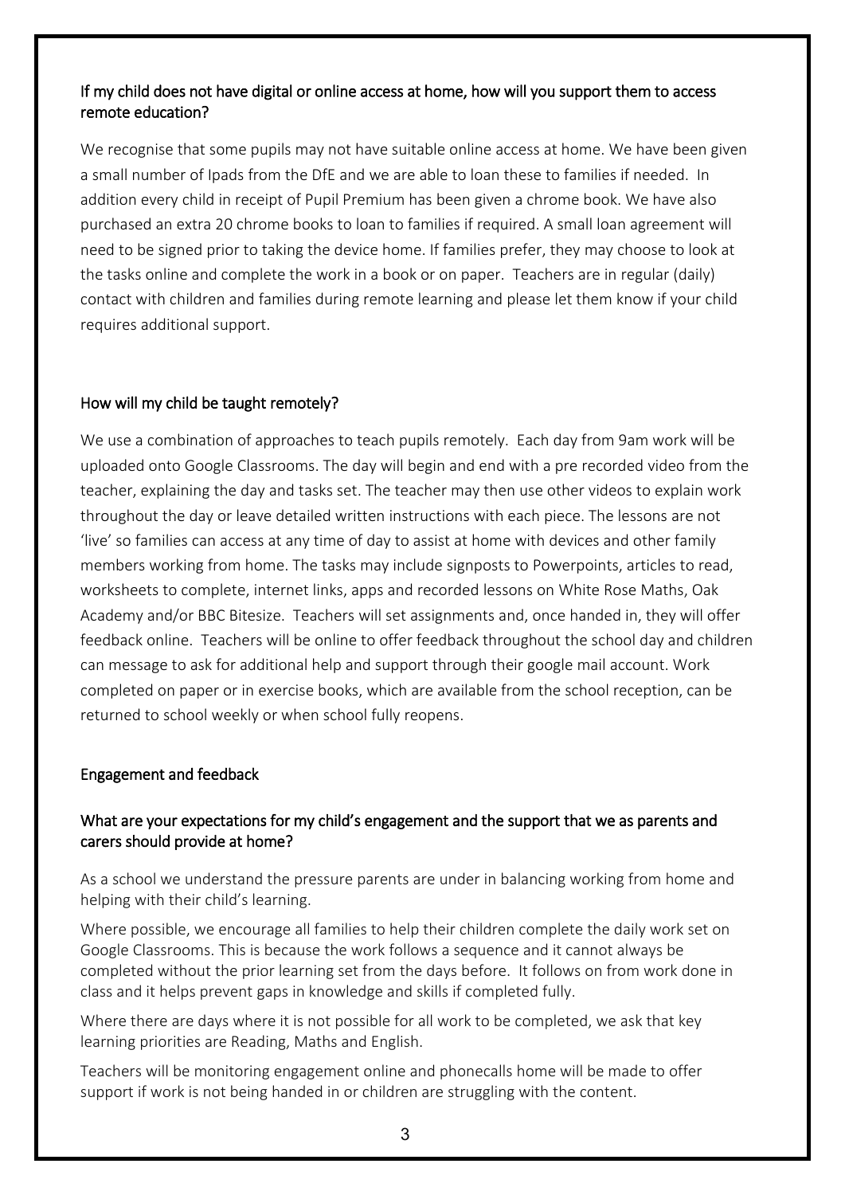### If my child does not have digital or online access at home, how will you support them to access remote education?

We recognise that some pupils may not have suitable online access at home. We have been given a small number of Ipads from the DfE and we are able to loan these to families if needed. In addition every child in receipt of Pupil Premium has been given a chrome book. We have also purchased an extra 20 chrome books to loan to families if required. A small loan agreement will need to be signed prior to taking the device home. If families prefer, they may choose to look at the tasks online and complete the work in a book or on paper. Teachers are in regular (daily) contact with children and families during remote learning and please let them know if your child requires additional support.

### How will my child be taught remotely?

We use a combination of approaches to teach pupils remotely. Each day from 9am work will be uploaded onto Google Classrooms. The day will begin and end with a pre recorded video from the teacher, explaining the day and tasks set. The teacher may then use other videos to explain work throughout the day or leave detailed written instructions with each piece. The lessons are not 'live' so families can access at any time of day to assist at home with devices and other family members working from home. The tasks may include signposts to Powerpoints, articles to read, worksheets to complete, internet links, apps and recorded lessons on White Rose Maths, Oak Academy and/or BBC Bitesize. Teachers will set assignments and, once handed in, they will offer feedback online. Teachers will be online to offer feedback throughout the school day and children can message to ask for additional help and support through their google mail account. Work completed on paper or in exercise books, which are available from the school reception, can be returned to school weekly or when school fully reopens.

## Engagement and feedback

### What are your expectations for my child's engagement and the support that we as parents and carers should provide at home?

As a school we understand the pressure parents are under in balancing working from home and helping with their child's learning.

Where possible, we encourage all families to help their children complete the daily work set on Google Classrooms. This is because the work follows a sequence and it cannot always be completed without the prior learning set from the days before. It follows on from work done in class and it helps prevent gaps in knowledge and skills if completed fully.

Where there are days where it is not possible for all work to be completed, we ask that key learning priorities are Reading, Maths and English.

Teachers will be monitoring engagement online and phonecalls home will be made to offer support if work is not being handed in or children are struggling with the content.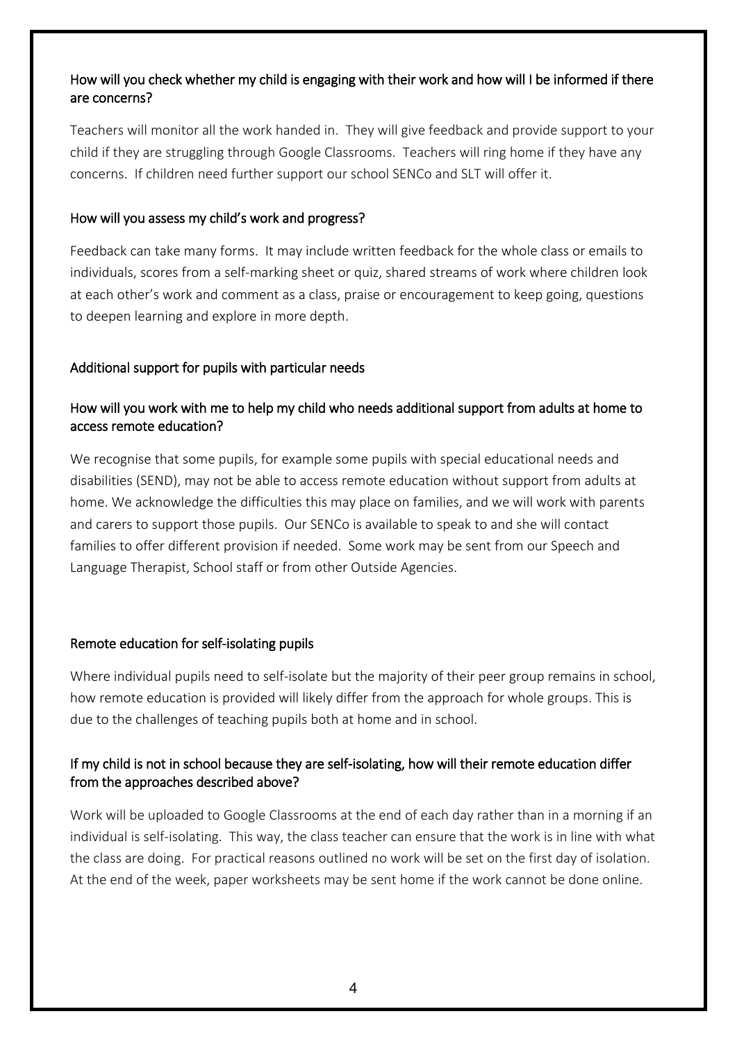### How will you check whether my child is engaging with their work and how will I be informed if there are concerns?

Teachers will monitor all the work handed in. They will give feedback and provide support to your child if they are struggling through Google Classrooms. Teachers will ring home if they have any concerns. If children need further support our school SENCo and SLT will offer it.

### How will you assess my child's work and progress?

Feedback can take many forms. It may include written feedback for the whole class or emails to individuals, scores from a self-marking sheet or quiz, shared streams of work where children look at each other's work and comment as a class, praise or encouragement to keep going, questions to deepen learning and explore in more depth.

## Additional support for pupils with particular needs

### How will you work with me to help my child who needs additional support from adults at home to access remote education?

We recognise that some pupils, for example some pupils with special educational needs and disabilities (SEND), may not be able to access remote education without support from adults at home. We acknowledge the difficulties this may place on families, and we will work with parents and carers to support those pupils. Our SENCo is available to speak to and she will contact families to offer different provision if needed. Some work may be sent from our Speech and Language Therapist, School staff or from other Outside Agencies.

## Remote education for self-isolating pupils

Where individual pupils need to self-isolate but the majority of their peer group remains in school, how remote education is provided will likely differ from the approach for whole groups. This is due to the challenges of teaching pupils both at home and in school.

### If my child is not in school because they are self-isolating, how will their remote education differ from the approaches described above?

Work will be uploaded to Google Classrooms at the end of each day rather than in a morning if an individual is self-isolating. This way, the class teacher can ensure that the work is in line with what the class are doing. For practical reasons outlined no work will be set on the first day of isolation. At the end of the week, paper worksheets may be sent home if the work cannot be done online.